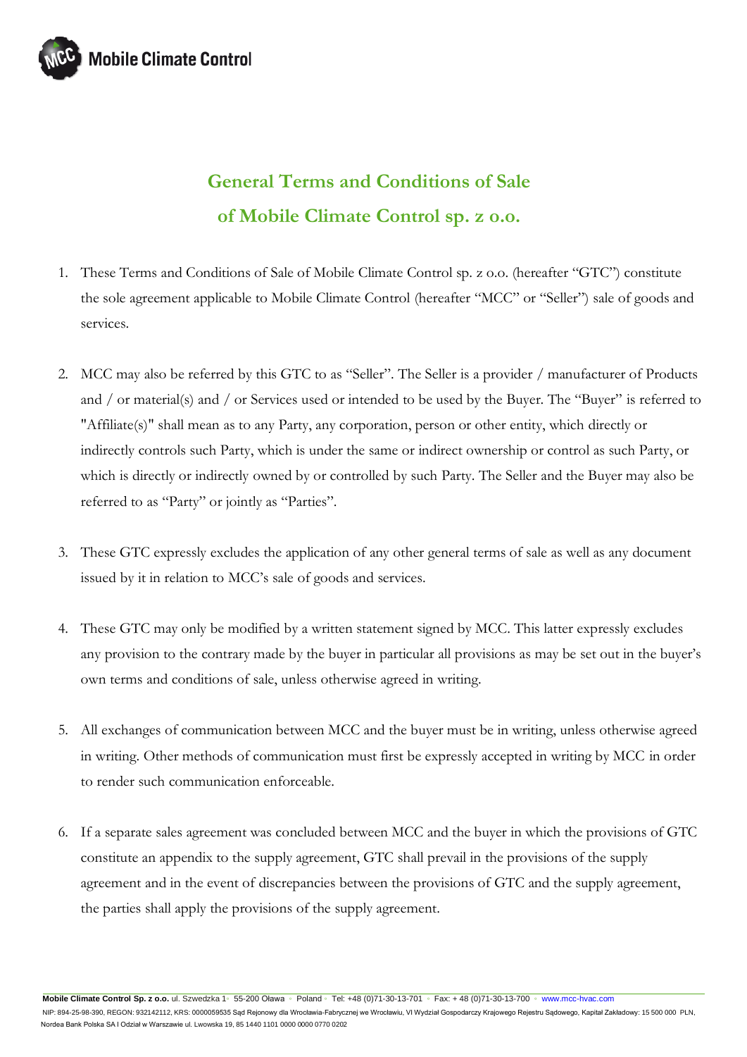# General Terms and Conditions of Sale of Mobile Climate Control sp. z o.o.

1. These Terms and Conditions of Sale of Mobile Climate Control sp. z o.o. (hereafter "GTC") constitute the sole agreement applicable to Mobile Climate Control (hereafter "MCC" or "Seller") sale of goods and services.

2. MCC may also be referred by this GTC to as "Seller". The Seller is a provider / manufacturer of Products and / or material(s) and / or Services used or intended to be used by the Buyer. The "Buyer" is referred to "Affiliate(s)" shall mean as to any Party, any corporation, person or other entity, which directly or indirectly controls such Party, which is under the same or indirect ownership or control as such Party, or which is directly or indirectly owned by or controlled by such Party. The Seller and the Buyer may also be referred to as "Party" or jointly as "Parties".

3. These GTC expressly excludes the application of any other general terms of sale as well as any document issued by it in relation to MCC's sale of goods and services.

4. These GTC may only be modified by a written statement signed by MCC. This latter expressly excludes any provision to the contrary made by the buyer in particular all provisions as may be set out in the buyer's own terms and conditions of sale, unless otherwise agreed in writing.

5. All exchanges of communication between MCC and the buyer must be in writing, unless otherwise agreed in writing. Other methods of communication must first be expressly accepted in writing by MCC in order to render such communication enforceable.

6. If a separate sales agreement was concluded between MCC and the buyer in which the provisions of GTC constitute an appendix to the supply agreement, GTC shall prevail in the provisions of the supply agreement and in the event of discrepancies between the provisions of GTC and the supply agreement, the parties shall apply the provisions of the supply agreement.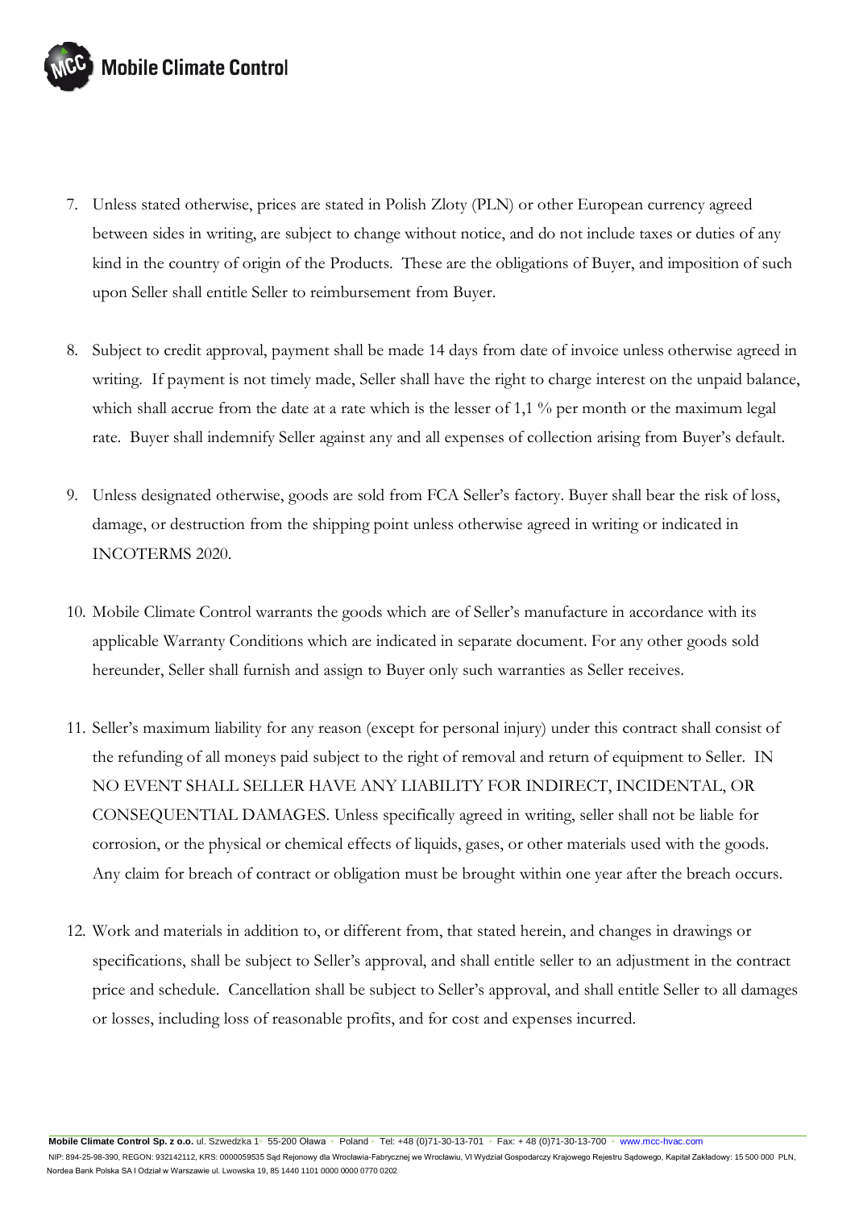7. Unless stated otherwise, prices are stated in Polish Zloty (PLN) or other European currency agreed between sides in writing, are subject to change without notice, and do not include taxes or duties of any kind in the country of origin of the Products. These are the obligations of Buyer, and imposition of such upon Seller shall entitle Seller to reimbursement from Buyer.

8. Subject to credit approval, payment shall be made 14 days from date of invoice unless otherwise agreed in writing. If payment is not timely made, Seller shall have the right to charge interest on the unpaid balance, which shall accrue from the date at a rate which is the lesser of 1,1 % per month or the maximum legal rate. Buyer shall indemnify Seller against any and all expenses of collection arising from Buyer's default.

9. Unless designated otherwise, goods are sold from FCA Seller's factory. Buyer shall bear the risk of loss, damage, or destruction from the shipping point unless otherwise agreed in writing or indicated in INCOTERMS 2020.

10. Mobile Climate Control warrants the goods which are of Seller's manufacture in accordance with its applicable Warranty Conditions which are indicated in separate document. For any other goods sold hereunder, Seller shall furnish and assign to Buyer only such warranties as Seller receives.

11. Seller's maximum liability for any reason (except for personal injury) under this contract shall consist of the refunding of all moneys paid subject to the right of removal and return of equipment to Seller. IN NO EVENT SHALL SELLER HAVE ANY LIABILITY FOR INDIRECT, INCIDENTAL, OR CONSEQUENTIAL DAMAGES. Unless specifically agreed in writing, seller shall not be liable for corrosion, or the physical or chemical effects of liquids, gases, or other materials used with the goods. Any claim for breach of contract or obligation must be brought within one year after the breach occurs.

12. Work and materials in addition to, or different from, that stated herein, and changes in drawings or specifications, shall be subject to Seller's approval, and shall entitle seller to an adjustment in the contract price and schedule. Cancellation shall be subject to Seller's approval, and shall entitle Seller to all damages or losses, including loss of reasonable profits, and for cost and expenses incurred.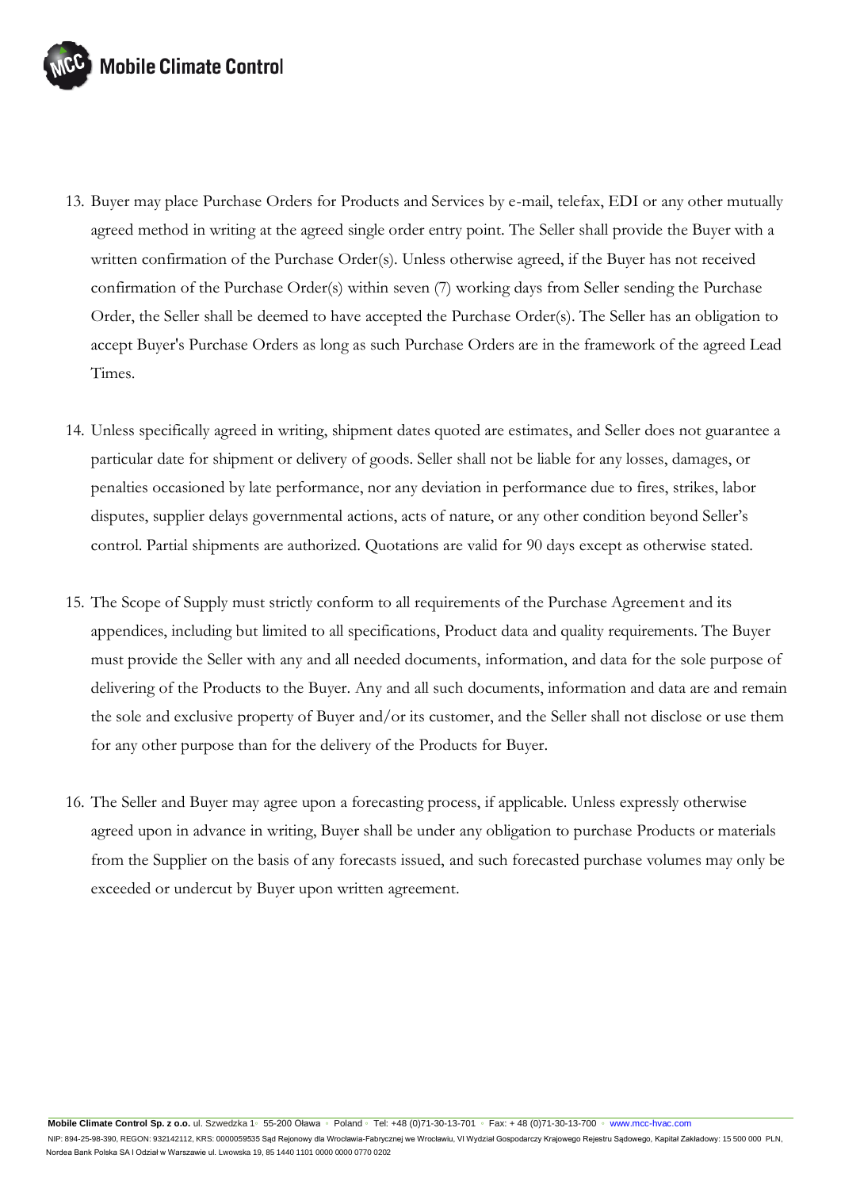13. Buyer may place Purchase Orders for Products and Services by e-mail, telefax, EDI or any other mutually agreed method in writing at the agreed single order entry point. The Seller shall provide the Buyer with a written confirmation of the Purchase Order(s). Unless otherwise agreed, if the Buyer has not received confirmation of the Purchase Order(s) within seven (7) working days from Seller sending the Purchase Order, the Seller shall be deemed to have accepted the Purchase Order(s). The Seller has an obligation to accept Buyer's Purchase Orders as long as such Purchase Orders are in the framework of the agreed Lead Times.

14. Unless specifically agreed in writing, shipment dates quoted are estimates, and Seller does not guarantee a particular date for shipment or delivery of goods. Seller shall not be liable for any losses, damages, or penalties occasioned by late performance, nor any deviation in performance due to fires, strikes, labor disputes, supplier delays governmental actions, acts of nature, or any other condition beyond Seller's control. Partial shipments are authorized. Quotations are valid for 90 days except as otherwise stated.

15. The Scope of Supply must strictly conform to all requirements of the Purchase Agreement and its appendices, including but limited to all specifications, Product data and quality requirements. The Buyer must provide the Seller with any and all needed documents, information, and data for the sole purpose of delivering of the Products to the Buyer. Any and all such documents, information and data are and remain the sole and exclusive property of Buyer and/or its customer, and the Seller shall not disclose or use them for any other purpose than for the delivery of the Products for Buyer.

16. The Seller and Buyer may agree upon a forecasting process, if applicable. Unless expressly otherwise agreed upon in advance in writing, Buyer shall be under any obligation to purchase Products or materials from the Supplier on the basis of any forecasts issued, and such forecasted purchase volumes may only be exceeded or undercut by Buyer upon written agreement.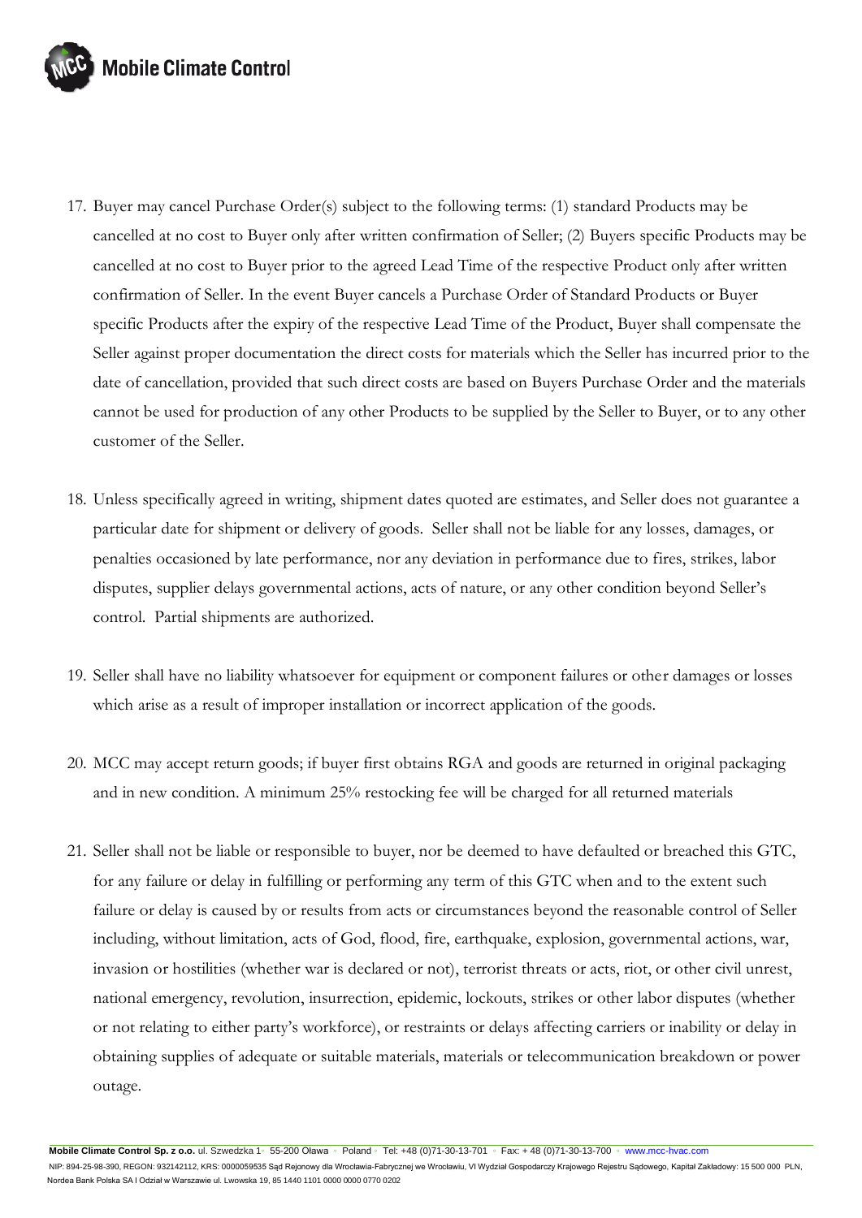17. Buyer may cancel Purchase Order(s) subject to the following terms: (1) standard Products may be cancelled at no cost to Buyer only after written confirmation of Seller; (2) Buyers specific Products may be cancelled at no cost to Buyer prior to the agreed Lead Time of the respective Product only after written confirmation of Seller. In the event Buyer cancels a Purchase Order of Standard Products or Buyer specific Products after the expiry of the respective Lead Time of the Product, Buyer shall compensate the Seller against proper documentation the direct costs for materials which the Seller has incurred prior to the date of cancellation, provided that such direct costs are based on Buyers Purchase Order and the materials cannot be used for production of any other Products to be supplied by the Seller to Buyer, or to any other customer of the Seller.

18. Unless specifically agreed in writing, shipment dates quoted are estimates, and Seller does not guarantee a particular date for shipment or delivery of goods. Seller shall not be liable for any losses, damages, or penalties occasioned by late performance, nor any deviation in performance due to fires, strikes, labor disputes, supplier delays governmental actions, acts of nature, or any other condition beyond Seller's control. Partial shipments are authorized.

19. Seller shall have no liability whatsoever for equipment or component failures or other damages or losses which arise as a result of improper installation or incorrect application of the goods.

20. MCC may accept return goods; if buyer first obtains RGA and goods are returned in original packaging and in new condition. A minimum 25% restocking fee will be charged for all returned materials

21. Seller shall not be liable or responsible to buyer, nor be deemed to have defaulted or breached this GTC, for any failure or delay in fulfilling or performing any term of this GTC when and to the extent such failure or delay is caused by or results from acts or circumstances beyond the reasonable control of Seller including, without limitation, acts of God, flood, fire, earthquake, explosion, governmental actions, war, invasion or hostilities (whether war is declared or not), terrorist threats or acts, riot, or other civil unrest, national emergency, revolution, insurrection, epidemic, lockouts, strikes or other labor disputes (whether or not relating to either party's workforce), or restraints or delays affecting carriers or inability or delay in obtaining supplies of adequate or suitable materials, materials or telecommunication breakdown or power outage.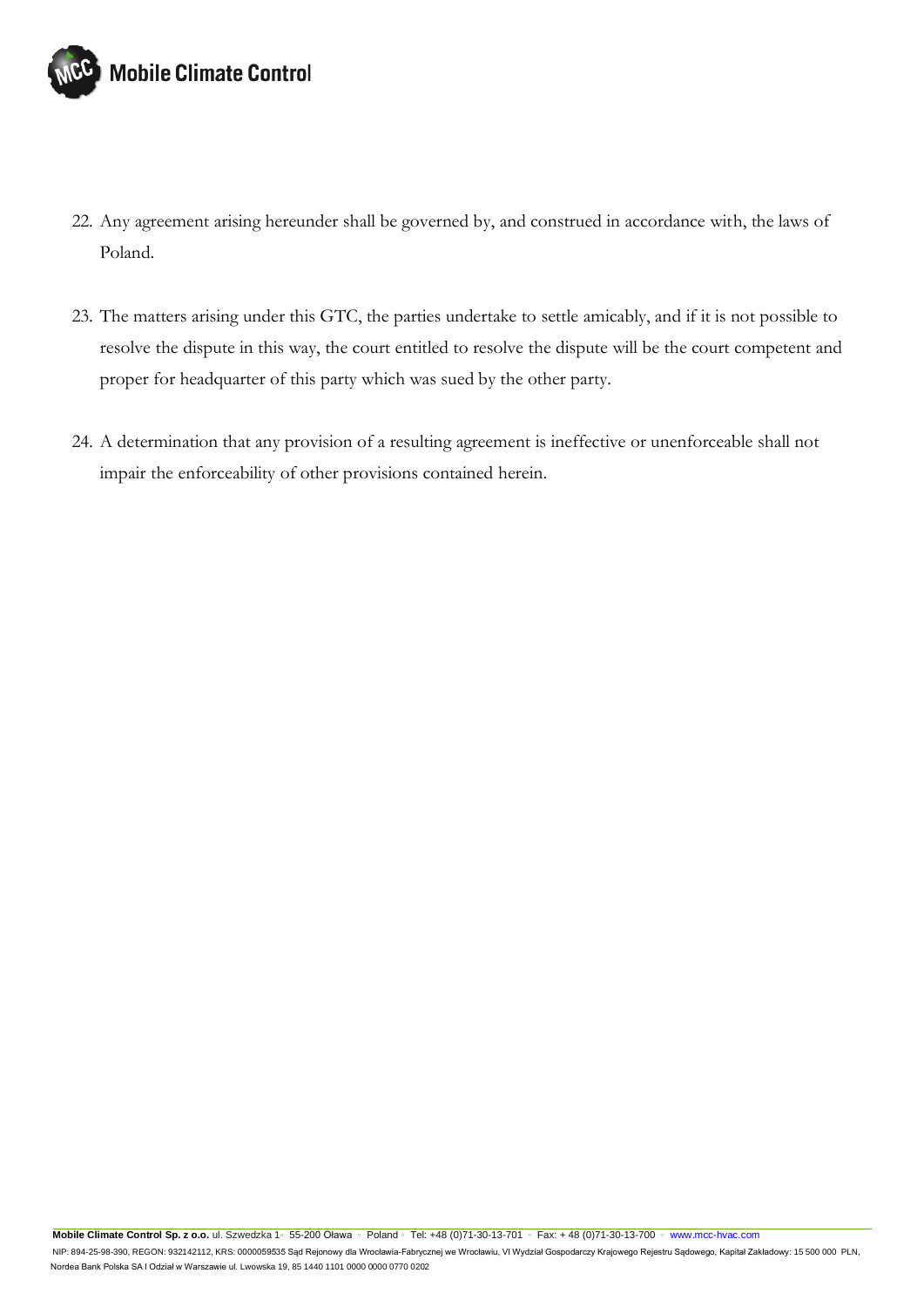22. Any agreement arising hereunder shall be governed by, and construed in accordance with, the laws of Poland.

23. The matters arising under this GTC, the parties undertake to settle amicably, and if it is not possible to resolve the dispute in this way, the court entitled to resolve the dispute will be the court competent and proper for headquarter of this party which was sued by the other party.

24. A determination that any provision of a resulting agreement is ineffective or unenforceable shall not impair the enforceability of other provisions contained herein.